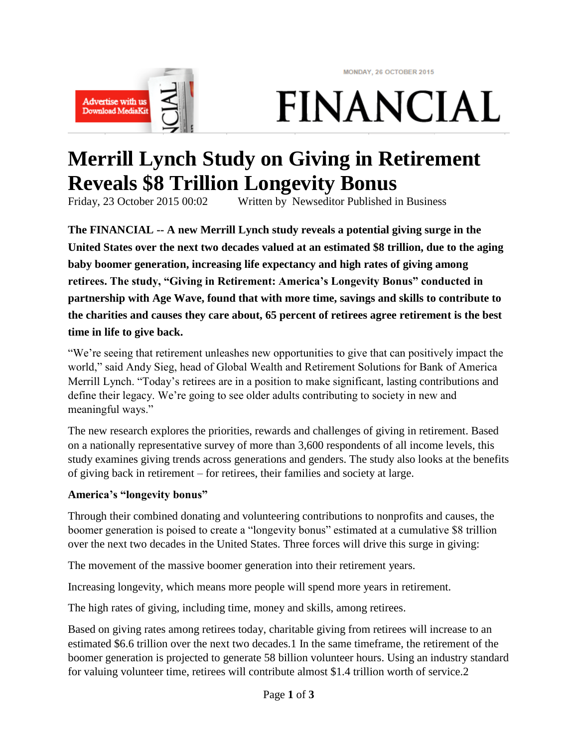# Merrill Lynch Study on Giving in Retirement Reveals $8 Trillion Longevity Bonus

Friday, 23 October 2015 00:02    Written by Newseditor Published in Business

**The FINANCIAL -- A new Merrill Lynch study reveals a potential giving surge in the United States over the next two decades valued at an estimated $8 trillion, due to the aging baby boomer generation, increasing life expectancy and high rates of giving among retirees. The study, "Giving in Retirement: America's Longevity Bonus" conducted in partnership with Age Wave, found that with more time, savings and skills to contribute to the charities and causes they care about, 65 percent of retirees agree retirement is the best time in life to give back.**

"We're seeing that retirement unleashes new opportunities to give that can positively impact the world," said Andy Sieg, head of Global Wealth and Retirement Solutions for Bank of America Merrill Lynch. "Today's retirees are in a position to make significant, lasting contributions and define their legacy. We're going to see older adults contributing to society in new and meaningful ways."

The new research explores the priorities, rewards and challenges of giving in retirement. Based on a nationally representative survey of more than 3,600 respondents of all income levels, this study examines giving trends across generations and genders. The study also looks at the benefits of giving back in retirement – for retirees, their families and society at large.

**America's "longevity bonus"**

Through their combined donating and volunteering contributions to nonprofits and causes, the boomer generation is poised to create a "longevity bonus" estimated at a cumulative $8 trillion over the next two decades in the United States. Three forces will drive this surge in giving:

The movement of the massive boomer generation into their retirement years.

Increasing longevity, which means more people will spend more years in retirement.

The high rates of giving, including time, money and skills, among retirees.

Based on giving rates among retirees today, charitable giving from retirees will increase to an estimated $6.6 trillion over the next two decades.[1] In the same timeframe, the retirement of the boomer generation is projected to generate 58 billion volunteer hours. Using an industry standard for valuing volunteer time, retirees will contribute almost $1.4 trillion worth of service.[2]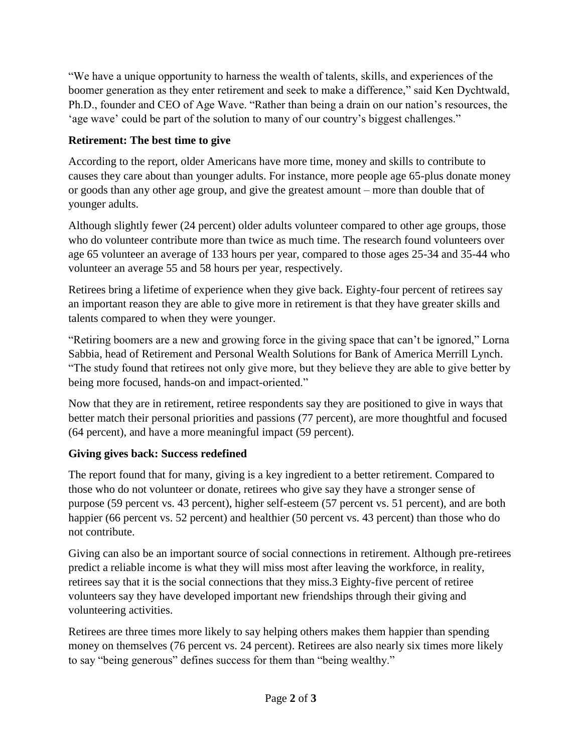"We have a unique opportunity to harness the wealth of talents, skills, and experiences of the boomer generation as they enter retirement and seek to make a difference," said Ken Dychtwald, Ph.D., founder and CEO of Age Wave. "Rather than being a drain on our nation's resources, the 'age wave' could be part of the solution to many of our country's biggest challenges."

### Retirement: The best time to give

According to the report, older Americans have more time, money and skills to contribute to causes they care about than younger adults. For instance, more people age 65-plus donate money or goods than any other age group, and give the greatest amount – more than double that of younger adults.

Although slightly fewer (24 percent) older adults volunteer compared to other age groups, those who do volunteer contribute more than twice as much time. The research found volunteers over age 65 volunteer an average of 133 hours per year, compared to those ages 25-34 and 35-44 who volunteer an average 55 and 58 hours per year, respectively.

Retirees bring a lifetime of experience when they give back. Eighty-four percent of retirees say an important reason they are able to give more in retirement is that they have greater skills and talents compared to when they were younger.

"Retiring boomers are a new and growing force in the giving space that can't be ignored," Lorna Sabbia, head of Retirement and Personal Wealth Solutions for Bank of America Merrill Lynch. "The study found that retirees not only give more, but they believe they are able to give better by being more focused, hands-on and impact-oriented."

Now that they are in retirement, retiree respondents say they are positioned to give in ways that better match their personal priorities and passions (77 percent), are more thoughtful and focused (64 percent), and have a more meaningful impact (59 percent).

### Giving gives back: Success redefined

The report found that for many, giving is a key ingredient to a better retirement. Compared to those who do not volunteer or donate, retirees who give say they have a stronger sense of purpose (59 percent vs. 43 percent), higher self-esteem (57 percent vs. 51 percent), and are both happier (66 percent vs. 52 percent) and healthier (50 percent vs. 43 percent) than those who do not contribute.

Giving can also be an important source of social connections in retirement. Although pre-retirees predict a reliable income is what they will miss most after leaving the workforce, in reality, retirees say that it is the social connections that they miss.[3] Eighty-five percent of retiree volunteers say they have developed important new friendships through their giving and volunteering activities.

Retirees are three times more likely to say helping others makes them happier than spending money on themselves (76 percent vs. 24 percent). Retirees are also nearly six times more likely to say "being generous" defines success for them than "being wealthy."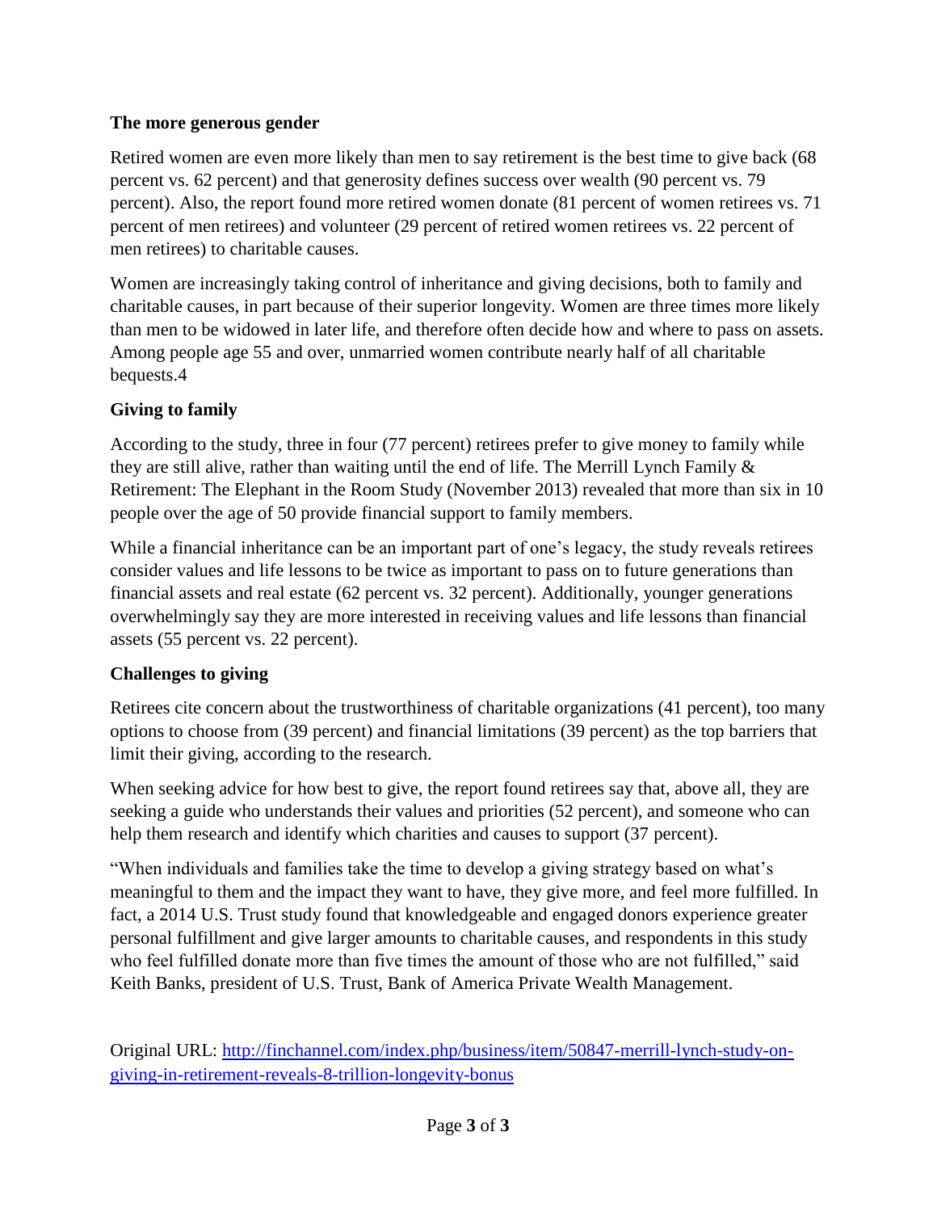**The more generous gender**

Retired women are even more likely than men to say retirement is the best time to give back (68 percent vs. 62 percent) and that generosity defines success over wealth (90 percent vs. 79 percent). Also, the report found more retired women donate (81 percent of women retirees vs. 71 percent of men retirees) and volunteer (29 percent of retired women retirees vs. 22 percent of men retirees) to charitable causes.

Women are increasingly taking control of inheritance and giving decisions, both to family and charitable causes, in part because of their superior longevity. Women are three times more likely than men to be widowed in later life, and therefore often decide how and where to pass on assets. Among people age 55 and over, unmarried women contribute nearly half of all charitable bequests.4

**Giving to family**

According to the study, three in four (77 percent) retirees prefer to give money to family while they are still alive, rather than waiting until the end of life. The Merrill Lynch Family & Retirement: The Elephant in the Room Study (November 2013) revealed that more than six in 10 people over the age of 50 provide financial support to family members.

While a financial inheritance can be an important part of one's legacy, the study reveals retirees consider values and life lessons to be twice as important to pass on to future generations than financial assets and real estate (62 percent vs. 32 percent). Additionally, younger generations overwhelmingly say they are more interested in receiving values and life lessons than financial assets (55 percent vs. 22 percent).

**Challenges to giving**

Retirees cite concern about the trustworthiness of charitable organizations (41 percent), too many options to choose from (39 percent) and financial limitations (39 percent) as the top barriers that limit their giving, according to the research.

When seeking advice for how best to give, the report found retirees say that, above all, they are seeking a guide who understands their values and priorities (52 percent), and someone who can help them research and identify which charities and causes to support (37 percent).

"When individuals and families take the time to develop a giving strategy based on what's meaningful to them and the impact they want to have, they give more, and feel more fulfilled. In fact, a 2014 U.S. Trust study found that knowledgeable and engaged donors experience greater personal fulfillment and give larger amounts to charitable causes, and respondents in this study who feel fulfilled donate more than five times the amount of those who are not fulfilled," said Keith Banks, president of U.S. Trust, Bank of America Private Wealth Management.

Original URL: [http://finchannel.com/index.php/business/item/50847-merrill-lynch-study-on-giving-in-retirement-reveals-8-trillion-longevity-bonus](http://finchannel.com/index.php/business/item/50847-merrill-lynch-study-on-giving-in-retirement-reveals-8-trillion-longevity-bonus)